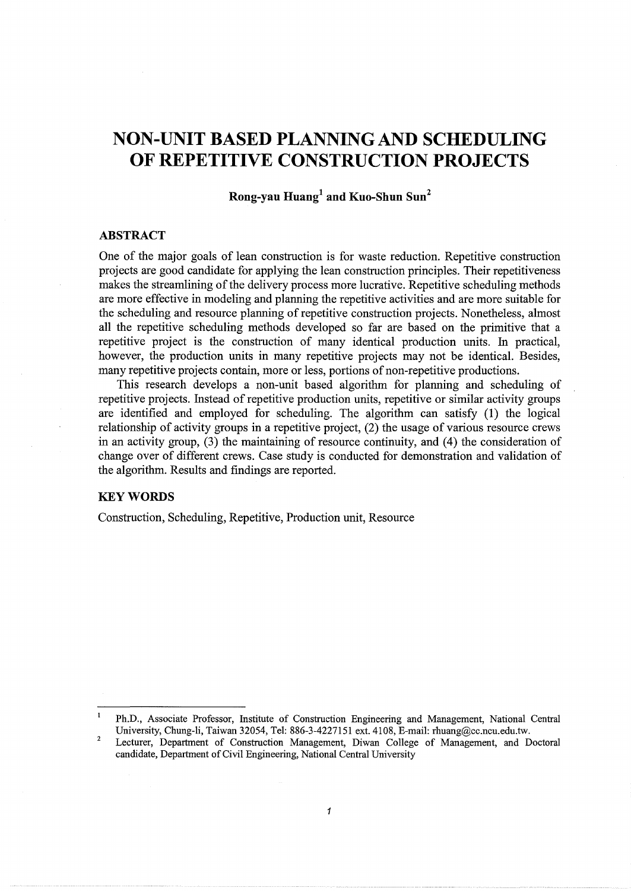# NON-UNIT BASED PLANNING AND SCHEDULING OF REPETITIVE CONSTRUCTION PROJECTS

**Rong-yau Huang[1] and Kuo-Shun Sun[2]**

## ABSTRACT

One of the major goals of lean construction is for waste reduction. Repetitive construction projects are good candidate for applying the lean construction principles. Their repetitiveness makes the streamlining of the delivery process more lucrative. Repetitive scheduling methods are more effective in modeling and planning the repetitive activities and are more suitable for the scheduling and resource planning of repetitive construction projects. Nonetheless, almost all the repetitive scheduling methods developed so far are based on the primitive that a repetitive project is the construction of many identical production units. In practical, however, the production units in many repetitive projects may not be identical. Besides, many repetitive projects contain, more or less, portions of non-repetitive productions.

This research develops a non-unit based algorithm for planning and scheduling of repetitive projects. Instead of repetitive production units, repetitive or similar activity groups are identified and employed for scheduling. The algorithm can satisfy (1) the logical relationship of activity groups in a repetitive project, (2) the usage of various resource crews in an activity group, (3) the maintaining of resource continuity, and (4) the consideration of change over of different crews. Case study is conducted for demonstration and validation of the algorithm. Results and findings are reported.

## KEY WORDS

Construction, Scheduling, Repetitive, Production unit, Resource

---

[1] Ph.D., Associate Professor, Institute of Construction Engineering and Management, National Central University, Chung-li, Taiwan 32054, Tel: 886-3-4227151 ext. 4108, E-mail: rhuang@cc.ncu.edu.tw.

[2] Lecturer, Department of Construction Management, Diwan College of Management, and Doctoral candidate, Department of Civil Engineering, National Central University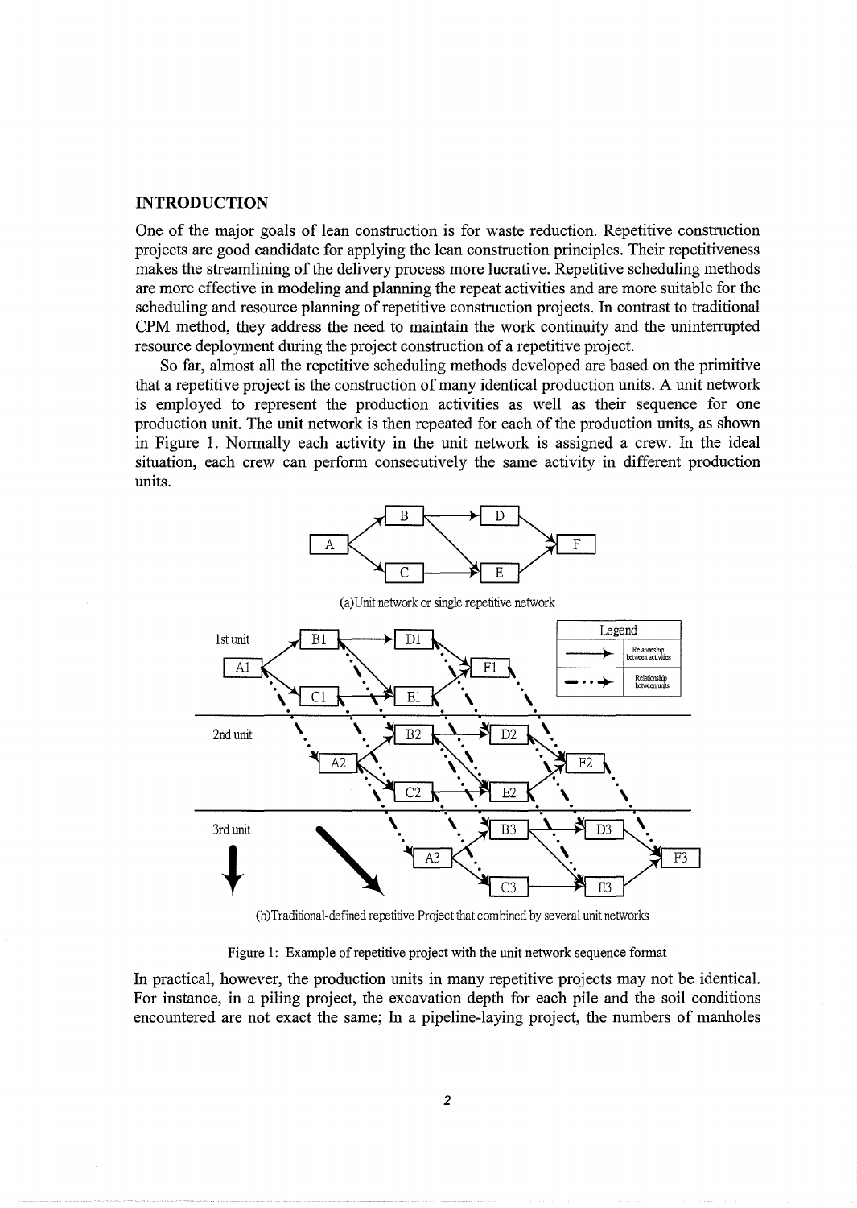## INTRODUCTION

One of the major goals of lean construction is for waste reduction. Repetitive construction projects are good candidate for applying the lean construction principles. Their repetitiveness makes the streamlining of the delivery process more lucrative. Repetitive scheduling methods are more effective in modeling and planning the repeat activities and are more suitable for the scheduling and resource planning of repetitive construction projects. In contrast to traditional CPM method, they address the need to maintain the work continuity and the uninterrupted resource deployment during the project construction of a repetitive project.

So far, almost all the repetitive scheduling methods developed are based on the primitive that a repetitive project is the construction of many identical production units. A unit network is employed to represent the production activities as well as their sequence for one production unit. The unit network is then repeated for each of the production units, as shown in Figure 1. Normally each activity in the unit network is assigned a crew. In the ideal situation, each crew can perform consecutively the same activity in different production units.

(a)Unit network or single repetitive network

(b)Traditional-defined repetitive Project that combined by several unit networks

Figure 1: Example of repetitive project with the unit network sequence format

In practical, however, the production units in many repetitive projects may not be identical. For instance, in a piling project, the excavation depth for each pile and the soil conditions encountered are not exact the same; In a pipeline-laying project, the numbers of manholes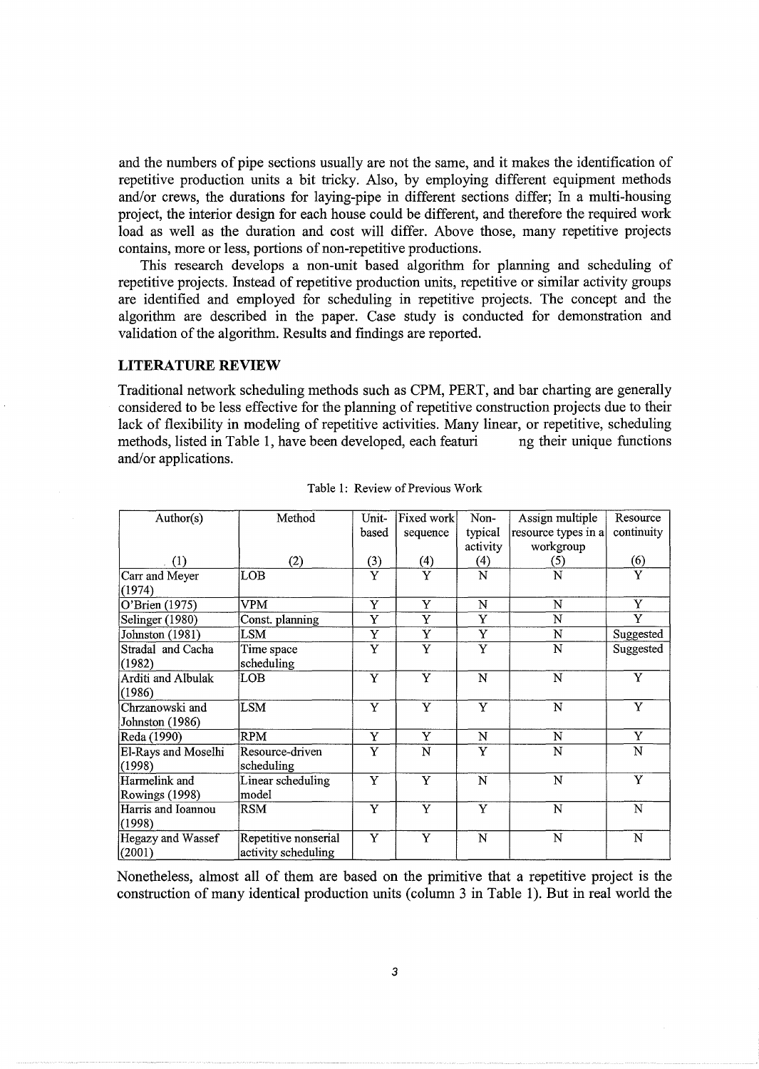and the numbers of pipe sections usually are not the same, and it makes the identification of repetitive production units a bit tricky. Also, by employing different equipment methods and/or crews, the durations for laying-pipe in different sections differ; In a multi-housing project, the interior design for each house could be different, and therefore the required work load as well as the duration and cost will differ. Above those, many repetitive projects contains, more or less, portions of non-repetitive productions.

This research develops a non-unit based algorithm for planning and scheduling of repetitive projects. Instead of repetitive production units, repetitive or similar activity groups are identified and employed for scheduling in repetitive projects. The concept and the algorithm are described in the paper. Case study is conducted for demonstration and validation of the algorithm. Results and findings are reported.

## LITERATURE REVIEW

Traditional network scheduling methods such as CPM, PERT, and bar charting are generally considered to be less effective for the planning of repetitive construction projects due to their lack of flexibility in modeling of repetitive activities. Many linear, or repetitive, scheduling methods, listed in Table 1, have been developed, each featuring their unique functions and/or applications.

Table 1: Review of Previous Work

| Author(s) (1) | Method (2) | Unit-based (3) | Fixed work sequence (4) | Non-typical activity (4) | Assign multiple resource types in a workgroup (5) | Resource continuity (6) |
|---|---|---|---|---|---|---|
| Carr and Meyer (1974) | LOB | Y | Y | N | N | Y |
| O'Brien (1975) | VPM | Y | Y | N | N | Y |
| Selinger (1980) | Const. planning | Y | Y | Y | N | Y |
| Johnston (1981) | LSM | Y | Y | Y | N | Suggested |
| Stradal and Cacha (1982) | Time space scheduling | Y | Y | Y | N | Suggested |
| Arditi and Albulak (1986) | LOB | Y | Y | N | N | Y |
| Chrzanowski and Johnston (1986) | LSM | Y | Y | Y | N | Y |
| Reda (1990) | RPM | Y | Y | N | N | Y |
| El-Rays and Moselhi (1998) | Resource-driven scheduling | Y | N | Y | N | N |
| Harmelink and Rowings (1998) | Linear scheduling model | Y | Y | N | N | Y |
| Harris and Ioannou (1998) | RSM | Y | Y | Y | N | N |
| Hegazy and Wassef (2001) | Repetitive nonserial activity scheduling | Y | Y | N | N | N |

Nonetheless, almost all of them are based on the primitive that a repetitive project is the construction of many identical production units (column 3 in Table 1). But in real world the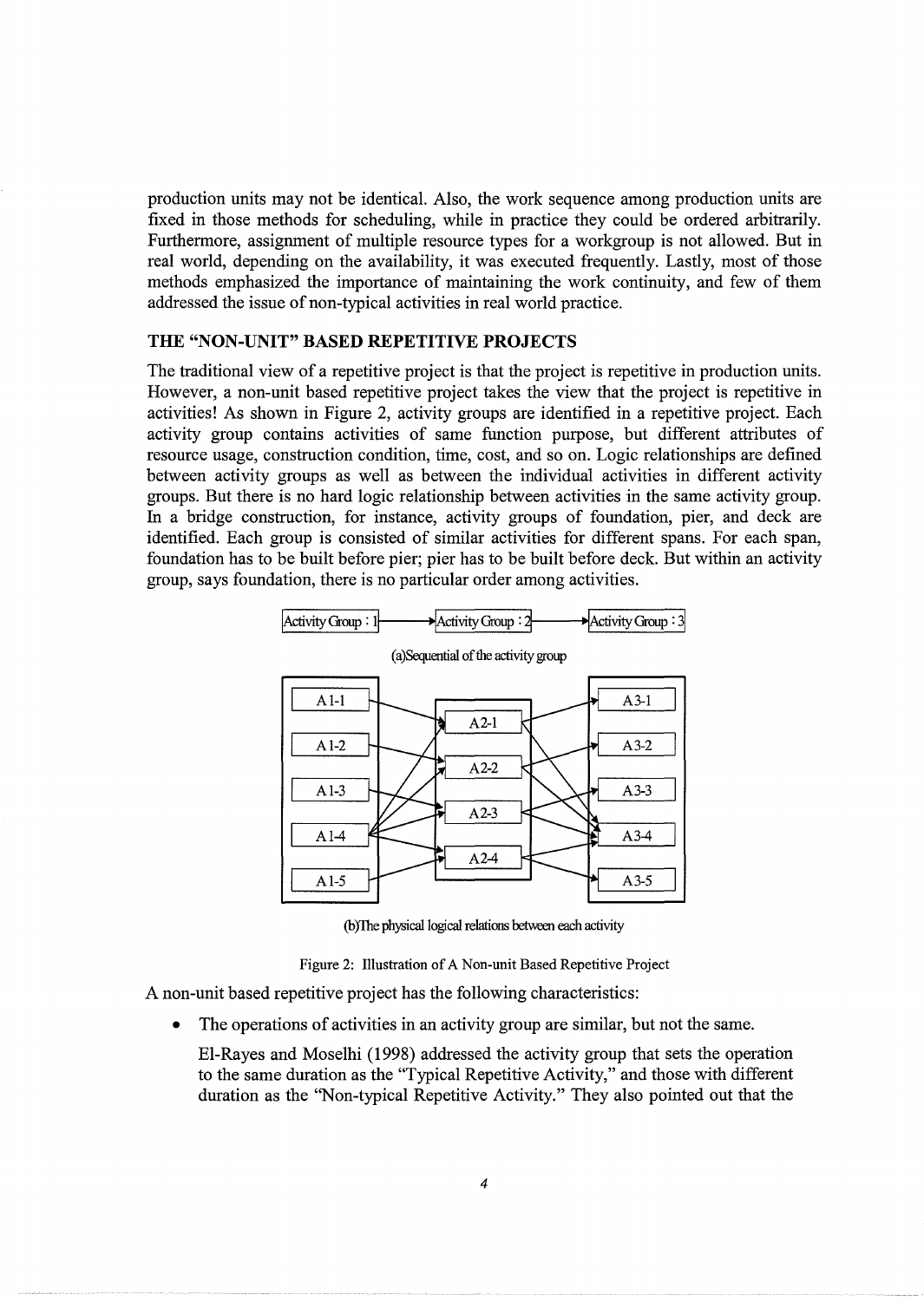production units may not be identical. Also, the work sequence among production units are fixed in those methods for scheduling, while in practice they could be ordered arbitrarily. Furthermore, assignment of multiple resource types for a workgroup is not allowed. But in real world, depending on the availability, it was executed frequently. Lastly, most of those methods emphasized the importance of maintaining the work continuity, and few of them addressed the issue of non-typical activities in real world practice.

## THE "NON-UNIT" BASED REPETITIVE PROJECTS

The traditional view of a repetitive project is that the project is repetitive in production units. However, a non-unit based repetitive project takes the view that the project is repetitive in activities! As shown in Figure 2, activity groups are identified in a repetitive project. Each activity group contains activities of same function purpose, but different attributes of resource usage, construction condition, time, cost, and so on. Logic relationships are defined between activity groups as well as between the individual activities in different activity groups. But there is no hard logic relationship between activities in the same activity group. In a bridge construction, for instance, activity groups of foundation, pier, and deck are identified. Each group is consisted of similar activities for different spans. For each span, foundation has to be built before pier; pier has to be built before deck. But within an activity group, says foundation, there is no particular order among activities.

Activity Group : 1 → Activity Group : 2 → Activity Group : 3

(a)Sequential of the activity group

A1-1, A1-2, A1-3, A1-4, A1-5 → A2-1, A2-2, A2-3, A2-4 → A3-1, A3-2, A3-3, A3-4, A3-5

(b)The physical logical relations between each activity

Figure 2: Illustration of A Non-unit Based Repetitive Project

A non-unit based repetitive project has the following characteristics:

- The operations of activities in an activity group are similar, but not the same.

  El-Rayes and Moselhi (1998) addressed the activity group that sets the operation to the same duration as the "Typical Repetitive Activity," and those with different duration as the "Non-typical Repetitive Activity." They also pointed out that the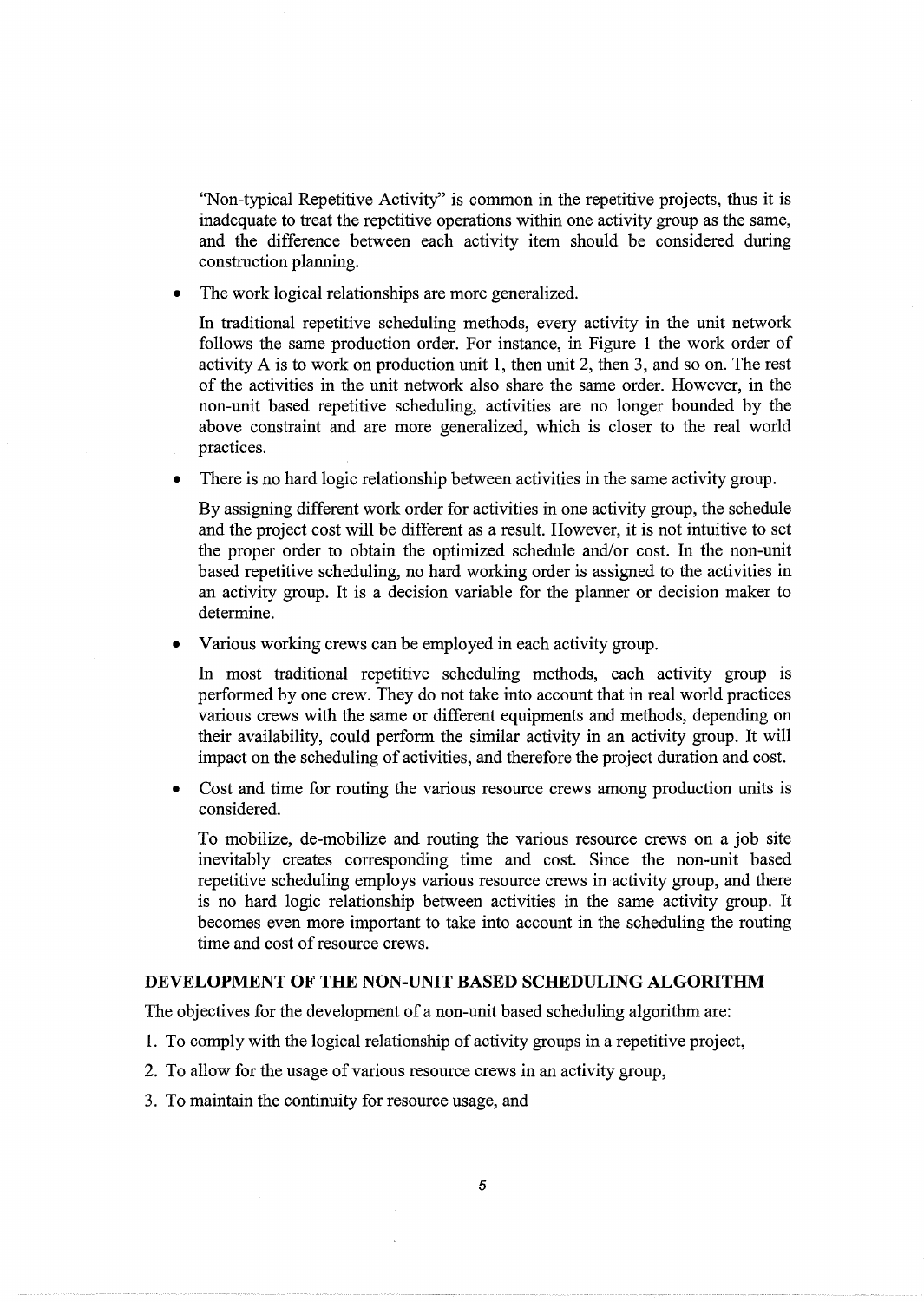"Non-typical Repetitive Activity" is common in the repetitive projects, thus it is inadequate to treat the repetitive operations within one activity group as the same, and the difference between each activity item should be considered during construction planning.

- The work logical relationships are more generalized.

  In traditional repetitive scheduling methods, every activity in the unit network follows the same production order. For instance, in Figure 1 the work order of activity A is to work on production unit 1, then unit 2, then 3, and so on. The rest of the activities in the unit network also share the same order. However, in the non-unit based repetitive scheduling, activities are no longer bounded by the above constraint and are more generalized, which is closer to the real world practices.

- There is no hard logic relationship between activities in the same activity group.

  By assigning different work order for activities in one activity group, the schedule and the project cost will be different as a result. However, it is not intuitive to set the proper order to obtain the optimized schedule and/or cost. In the non-unit based repetitive scheduling, no hard working order is assigned to the activities in an activity group. It is a decision variable for the planner or decision maker to determine.

- Various working crews can be employed in each activity group.

  In most traditional repetitive scheduling methods, each activity group is performed by one crew. They do not take into account that in real world practices various crews with the same or different equipments and methods, depending on their availability, could perform the similar activity in an activity group. It will impact on the scheduling of activities, and therefore the project duration and cost.

- Cost and time for routing the various resource crews among production units is considered.

  To mobilize, de-mobilize and routing the various resource crews on a job site inevitably creates corresponding time and cost. Since the non-unit based repetitive scheduling employs various resource crews in activity group, and there is no hard logic relationship between activities in the same activity group. It becomes even more important to take into account in the scheduling the routing time and cost of resource crews.

## DEVELOPMENT OF THE NON-UNIT BASED SCHEDULING ALGORITHM

The objectives for the development of a non-unit based scheduling algorithm are:

1. To comply with the logical relationship of activity groups in a repetitive project,
2. To allow for the usage of various resource crews in an activity group,
3. To maintain the continuity for resource usage, and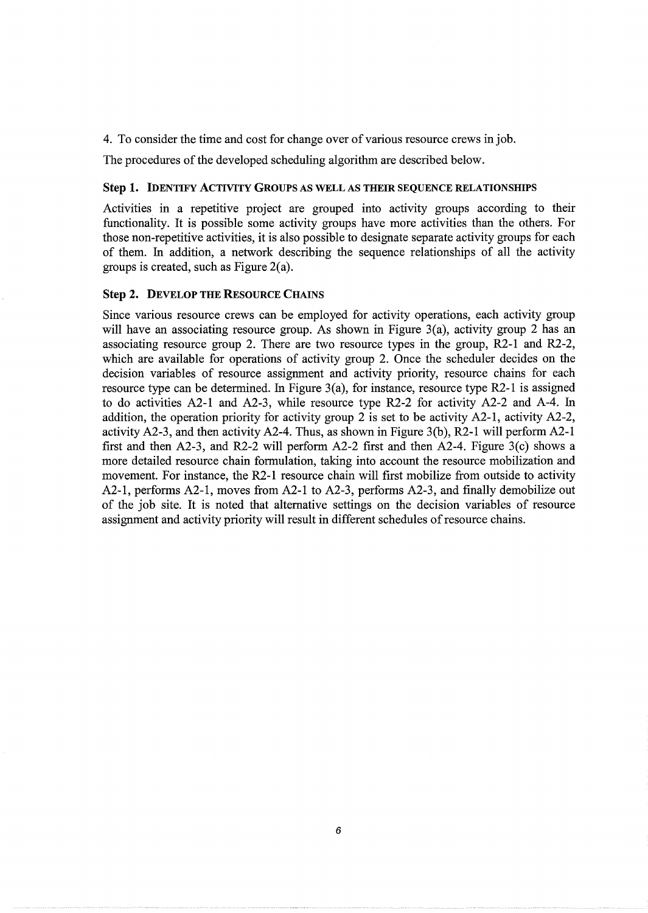4. To consider the time and cost for change over of various resource crews in job.

The procedures of the developed scheduling algorithm are described below.

### Step 1. IDENTIFY ACTIVITY GROUPS AS WELL AS THEIR SEQUENCE RELATIONSHIPS

Activities in a repetitive project are grouped into activity groups according to their functionality. It is possible some activity groups have more activities than the others. For those non-repetitive activities, it is also possible to designate separate activity groups for each of them. In addition, a network describing the sequence relationships of all the activity groups is created, such as Figure 2(a).

### Step 2. DEVELOP THE RESOURCE CHAINS

Since various resource crews can be employed for activity operations, each activity group will have an associating resource group. As shown in Figure 3(a), activity group 2 has an associating resource group 2. There are two resource types in the group, R2-1 and R2-2, which are available for operations of activity group 2. Once the scheduler decides on the decision variables of resource assignment and activity priority, resource chains for each resource type can be determined. In Figure 3(a), for instance, resource type R2-1 is assigned to do activities A2-1 and A2-3, while resource type R2-2 for activity A2-2 and A-4. In addition, the operation priority for activity group 2 is set to be activity A2-1, activity A2-2, activity A2-3, and then activity A2-4. Thus, as shown in Figure 3(b), R2-1 will perform A2-1 first and then A2-3, and R2-2 will perform A2-2 first and then A2-4. Figure 3(c) shows a more detailed resource chain formulation, taking into account the resource mobilization and movement. For instance, the R2-1 resource chain will first mobilize from outside to activity A2-1, performs A2-1, moves from A2-1 to A2-3, performs A2-3, and finally demobilize out of the job site. It is noted that alternative settings on the decision variables of resource assignment and activity priority will result in different schedules of resource chains.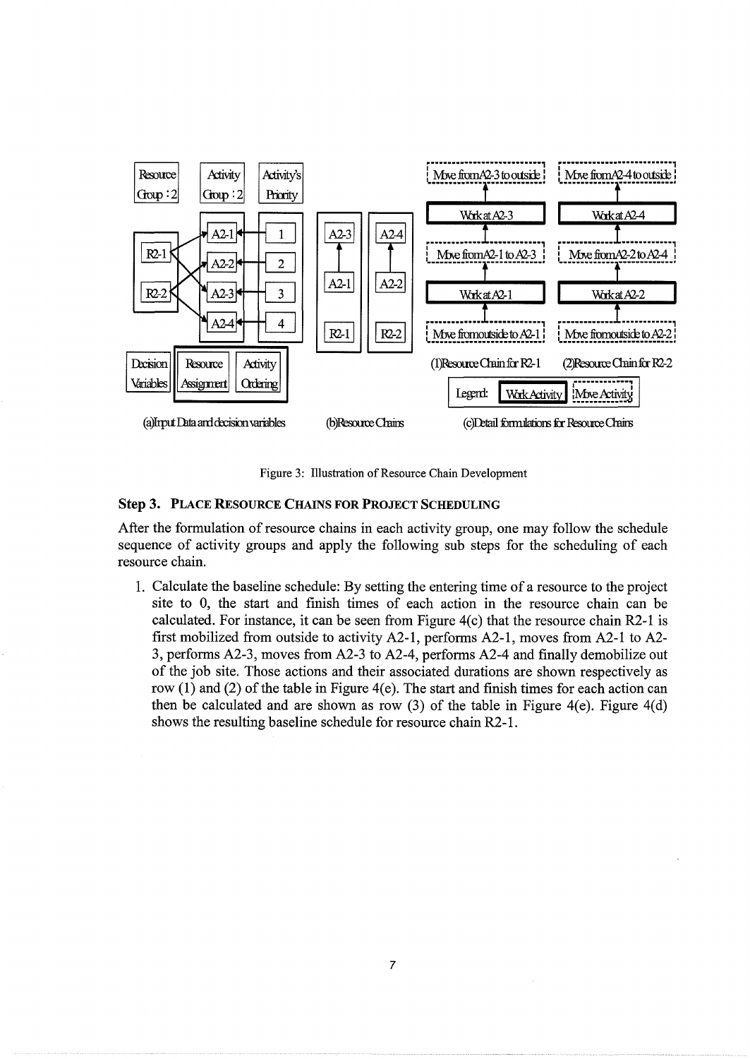Figure 3: Illustration of Resource Chain Development

### Step 3. PLACE RESOURCE CHAINS FOR PROJECT SCHEDULING

After the formulation of resource chains in each activity group, one may follow the schedule sequence of activity groups and apply the following sub steps for the scheduling of each resource chain.

1. Calculate the baseline schedule: By setting the entering time of a resource to the project site to 0, the start and finish times of each action in the resource chain can be calculated. For instance, it can be seen from Figure 4(c) that the resource chain R2-1 is first mobilized from outside to activity A2-1, performs A2-1, moves from A2-1 to A2-3, performs A2-3, moves from A2-3 to A2-4, performs A2-4 and finally demobilize out of the job site. Those actions and their associated durations are shown respectively as row (1) and (2) of the table in Figure 4(e). The start and finish times for each action can then be calculated and are shown as row (3) of the table in Figure 4(e). Figure 4(d) shows the resulting baseline schedule for resource chain R2-1.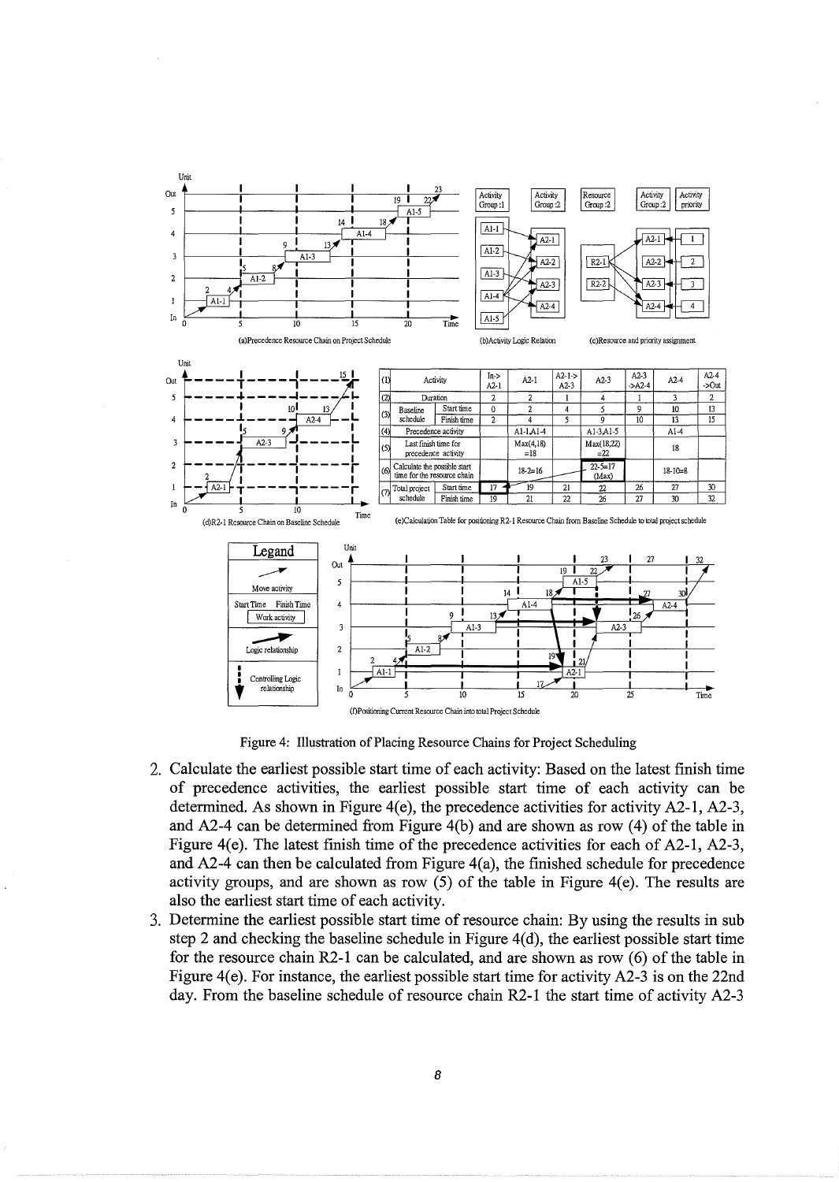| (1) | Activity | | In-> A2-1 | A2-1 | A2-1-> A2-3 | A2-3 | A2-3 ->A2-4 | A2-4 | A2-4 ->Out |
|---|---|---|---|---|---|---|---|---|---|
| (2) | Duration | | 2 | 2 | 1 | 4 | 1 | 3 | 2 |
| (3) | Baseline schedule | Start time | 0 | 2 | 4 | 5 | 9 | 10 | 13 |
| | | Finish time | 2 | 4 | 5 | 9 | 10 | 13 | 15 |
| (4) | Precedence activity | | | A1-1,A1-4 | | A1-3,A1-5 | | A1-4 | |
| (5) | Last finish time for precedence activity | | | Max(4,18) =18 | | Max(18,22) =22 | | 18 | |
| (6) | Calculate the possible start time for the resource chain | | | 18-2=16 | | 22-5=17 (Max) | | 18-10=8 | |
| (7) | Total project schedule | Start time | 17 | 19 | 21 | 22 | 26 | 27 | 30 |
| | | Finish time | 19 | 21 | 22 | 26 | 27 | 30 | 32 |

(a)Precedence Resource Chain on Project Schedule

(b)Activity Logic Relation

(c)Resource and priority assignment

(d)R2-1 Resource Chain on Baseline Schedule

(e)Calculation Table for positioning R2-1 Resource Chain from Baseline Schedule to total project schedule

(f)Positioning Current Resource Chain into total Project Schedule

Figure 4: Illustration of Placing Resource Chains for Project Scheduling

2. Calculate the earliest possible start time of each activity: Based on the latest finish time of precedence activities, the earliest possible start time of each activity can be determined. As shown in Figure 4(e), the precedence activities for activity A2-1, A2-3, and A2-4 can be determined from Figure 4(b) and are shown as row (4) of the table in Figure 4(e). The latest finish time of the precedence activities for each of A2-1, A2-3, and A2-4 can then be calculated from Figure 4(a), the finished schedule for precedence activity groups, and are shown as row (5) of the table in Figure 4(e). The results are also the earliest start time of each activity.
3. Determine the earliest possible start time of resource chain: By using the results in sub step 2 and checking the baseline schedule in Figure 4(d), the earliest possible start time for the resource chain R2-1 can be calculated, and are shown as row (6) of the table in Figure 4(e). For instance, the earliest possible start time for activity A2-3 is on the 22nd day. From the baseline schedule of resource chain R2-1 the start time of activity A2-3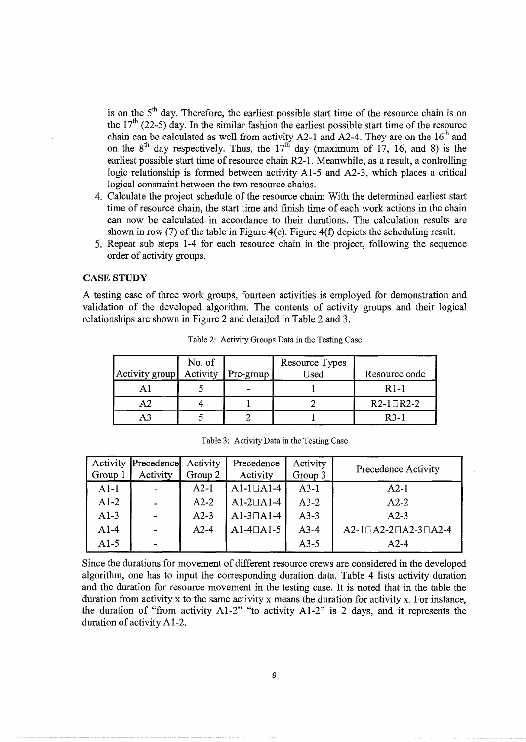is on the 5th day. Therefore, the earliest possible start time of the resource chain is on the 17th (22-5) day. In the similar fashion the earliest possible start time of the resource chain can be calculated as well from activity A2-1 and A2-4. They are on the 16th and on the 8th day respectively. Thus, the 17th day (maximum of 17, 16, and 8) is the earliest possible start time of resource chain R2-1. Meanwhile, as a result, a controlling logic relationship is formed between activity A1-5 and A2-3, which places a critical logical constraint between the two resource chains.

4. Calculate the project schedule of the resource chain: With the determined earliest start time of resource chain, the start time and finish time of each work actions in the chain can now be calculated in accordance to their durations. The calculation results are shown in row (7) of the table in Figure 4(e). Figure 4(f) depicts the scheduling result.
5. Repeat sub steps 1-4 for each resource chain in the project, following the sequence order of activity groups.

## CASE STUDY

A testing case of three work groups, fourteen activities is employed for demonstration and validation of the developed algorithm. The contents of activity groups and their logical relationships are shown in Figure 2 and detailed in Table 2 and 3.

Table 2: Activity Groups Data in the Testing Case

| Activity group | No. of Activity | Pre-group | Resource Types Used | Resource code |
|---|---|---|---|---|
| A1 | 5 | - | 1 | R1-1 |
| A2 | 4 | 1 | 2 | R2-1□R2-2 |
| A3 | 5 | 2 | 1 | R3-1 |

Table 3: Activity Data in the Testing Case

| Activity Group 1 | Precedence Activity | Activity Group 2 | Precedence Activity | Activity Group 3 | Precedence Activity |
|---|---|---|---|---|---|
| A1-1 | - | A2-1 | A1-1□A1-4 | A3-1 | A2-1 |
| A1-2 | - | A2-2 | A1-2□A1-4 | A3-2 | A2-2 |
| A1-3 | - | A2-3 | A1-3□A1-4 | A3-3 | A2-3 |
| A1-4 | - | A2-4 | A1-4□A1-5 | A3-4 | A2-1□A2-2□A2-3□A2-4 |
| A1-5 | - | | | A3-5 | A2-4 |

Since the durations for movement of different resource crews are considered in the developed algorithm, one has to input the corresponding duration data. Table 4 lists activity duration and the duration for resource movement in the testing case. It is noted that in the table the duration from activity x to the same activity x means the duration for activity x. For instance, the duration of "from activity A1-2" "to activity A1-2" is 2 days, and it represents the duration of activity A1-2.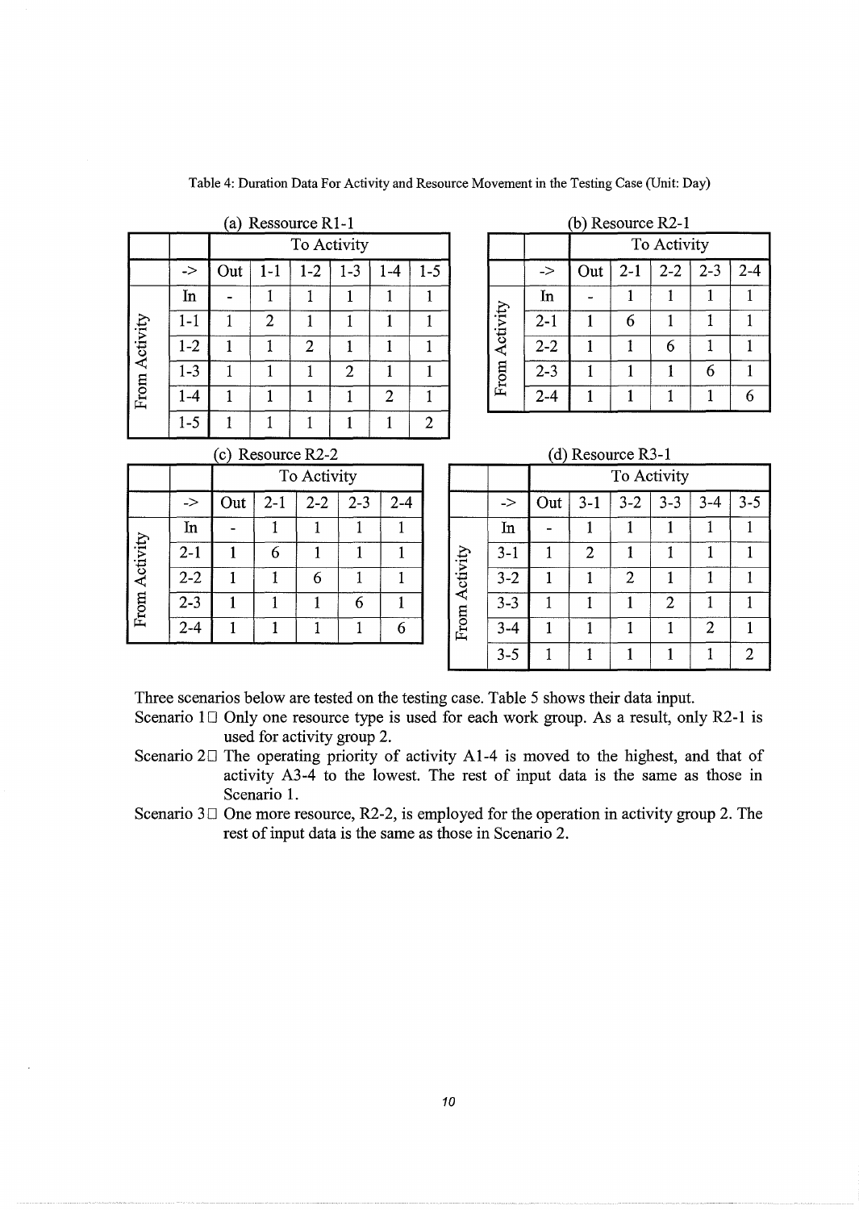Table 4: Duration Data For Activity and Resource Movement in the Testing Case (Unit: Day)

(a) Ressource R1-1

| | | To Activity | | | | | |
|---|---|---|---|---|---|---|---|
| | -> | Out | 1-1 | 1-2 | 1-3 | 1-4 | 1-5 |
| From Activity | In | - | 1 | 1 | 1 | 1 | 1 |
| | 1-1 | 1 | 2 | 1 | 1 | 1 | 1 |
| | 1-2 | 1 | 1 | 2 | 1 | 1 | 1 |
| | 1-3 | 1 | 1 | 1 | 2 | 1 | 1 |
| | 1-4 | 1 | 1 | 1 | 1 | 2 | 1 |
| | 1-5 | 1 | 1 | 1 | 1 | 1 | 2 |

(b) Resource R2-1

| | | To Activity | | | | |
|---|---|---|---|---|---|---|
| | -> | Out | 2-1 | 2-2 | 2-3 | 2-4 |
| From Activity | In | - | 1 | 1 | 1 | 1 |
| | 2-1 | 1 | 6 | 1 | 1 | 1 |
| | 2-2 | 1 | 1 | 6 | 1 | 1 |
| | 2-3 | 1 | 1 | 1 | 6 | 1 |
| | 2-4 | 1 | 1 | 1 | 1 | 6 |

(c) Resource R2-2

| | | To Activity | | | | |
|---|---|---|---|---|---|---|
| | -> | Out | 2-1 | 2-2 | 2-3 | 2-4 |
| From Activity | In | - | 1 | 1 | 1 | 1 |
| | 2-1 | 1 | 6 | 1 | 1 | 1 |
| | 2-2 | 1 | 1 | 6 | 1 | 1 |
| | 2-3 | 1 | 1 | 1 | 6 | 1 |
| | 2-4 | 1 | 1 | 1 | 1 | 6 |

(d) Resource R3-1

| | | To Activity | | | | | |
|---|---|---|---|---|---|---|---|
| | -> | Out | 3-1 | 3-2 | 3-3 | 3-4 | 3-5 |
| From Activity | In | - | 1 | 1 | 1 | 1 | 1 |
| | 3-1 | 1 | 2 | 1 | 1 | 1 | 1 |
| | 3-2 | 1 | 1 | 2 | 1 | 1 | 1 |
| | 3-3 | 1 | 1 | 1 | 2 | 1 | 1 |
| | 3-4 | 1 | 1 | 1 | 1 | 2 | 1 |
| | 3-5 | 1 | 1 | 1 | 1 | 1 | 2 |

Three scenarios below are tested on the testing case. Table 5 shows their data input.

Scenario 1: Only one resource type is used for each work group. As a result, only R2-1 is used for activity group 2.

Scenario 2: The operating priority of activity A1-4 is moved to the highest, and that of activity A3-4 to the lowest. The rest of input data is the same as those in Scenario 1.

Scenario 3: One more resource, R2-2, is employed for the operation in activity group 2. The rest of input data is the same as those in Scenario 2.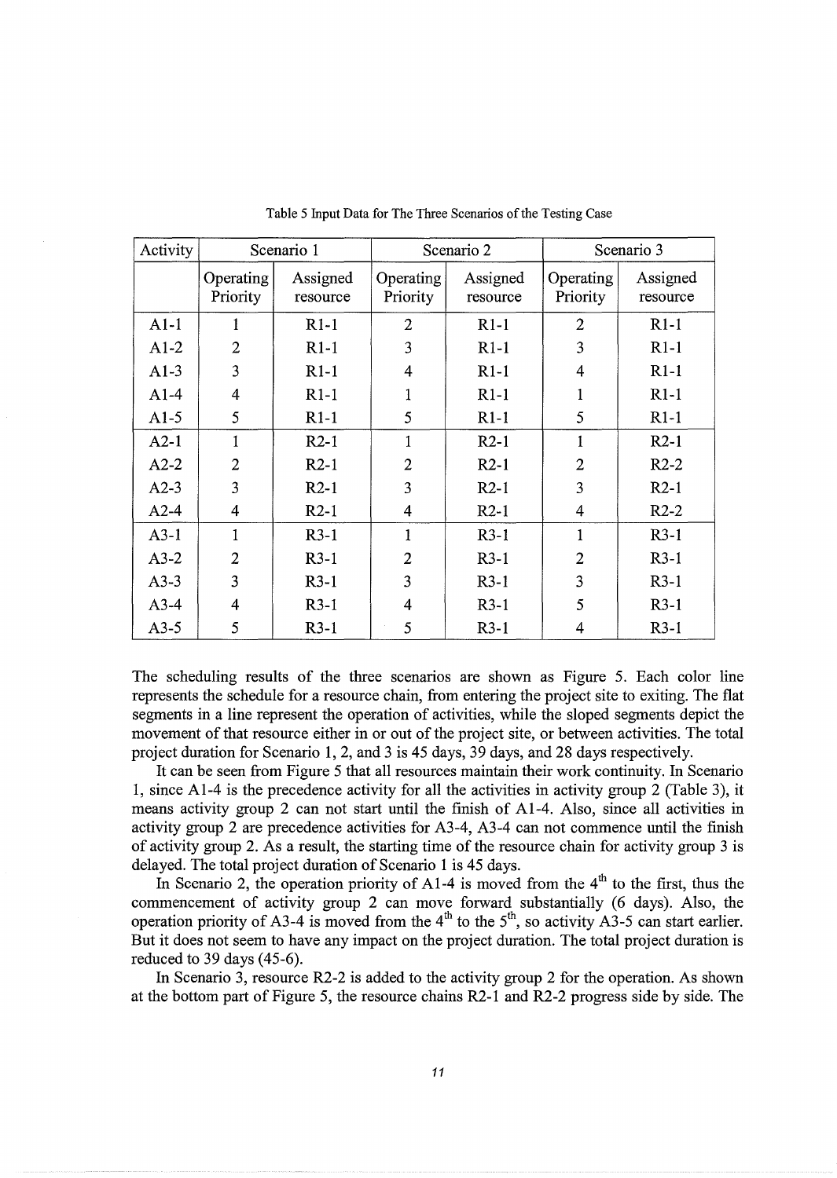Table 5 Input Data for The Three Scenarios of the Testing Case

| Activity | Scenario 1 | | Scenario 2 | | Scenario 3 | |
|---|---|---|---|---|---|---|
| | Operating Priority | Assigned resource | Operating Priority | Assigned resource | Operating Priority | Assigned resource |
| A1-1 | 1 | R1-1 | 2 | R1-1 | 2 | R1-1 |
| A1-2 | 2 | R1-1 | 3 | R1-1 | 3 | R1-1 |
| A1-3 | 3 | R1-1 | 4 | R1-1 | 4 | R1-1 |
| A1-4 | 4 | R1-1 | 1 | R1-1 | 1 | R1-1 |
| A1-5 | 5 | R1-1 | 5 | R1-1 | 5 | R1-1 |
| A2-1 | 1 | R2-1 | 1 | R2-1 | 1 | R2-1 |
| A2-2 | 2 | R2-1 | 2 | R2-1 | 2 | R2-2 |
| A2-3 | 3 | R2-1 | 3 | R2-1 | 3 | R2-1 |
| A2-4 | 4 | R2-1 | 4 | R2-1 | 4 | R2-2 |
| A3-1 | 1 | R3-1 | 1 | R3-1 | 1 | R3-1 |
| A3-2 | 2 | R3-1 | 2 | R3-1 | 2 | R3-1 |
| A3-3 | 3 | R3-1 | 3 | R3-1 | 3 | R3-1 |
| A3-4 | 4 | R3-1 | 4 | R3-1 | 5 | R3-1 |
| A3-5 | 5 | R3-1 | 5 | R3-1 | 4 | R3-1 |

The scheduling results of the three scenarios are shown as Figure 5. Each color line represents the schedule for a resource chain, from entering the project site to exiting. The flat segments in a line represent the operation of activities, while the sloped segments depict the movement of that resource either in or out of the project site, or between activities. The total project duration for Scenario 1, 2, and 3 is 45 days, 39 days, and 28 days respectively.

It can be seen from Figure 5 that all resources maintain their work continuity. In Scenario 1, since A1-4 is the precedence activity for all the activities in activity group 2 (Table 3), it means activity group 2 can not start until the finish of A1-4. Also, since all activities in activity group 2 are precedence activities for A3-4, A3-4 can not commence until the finish of activity group 2. As a result, the starting time of the resource chain for activity group 3 is delayed. The total project duration of Scenario 1 is 45 days.

In Scenario 2, the operation priority of A1-4 is moved from the 4$^{th}$ to the first, thus the commencement of activity group 2 can move forward substantially (6 days). Also, the operation priority of A3-4 is moved from the 4$^{th}$ to the 5$^{th}$, so activity A3-5 can start earlier. But it does not seem to have any impact on the project duration. The total project duration is reduced to 39 days (45-6).

In Scenario 3, resource R2-2 is added to the activity group 2 for the operation. As shown at the bottom part of Figure 5, the resource chains R2-1 and R2-2 progress side by side. The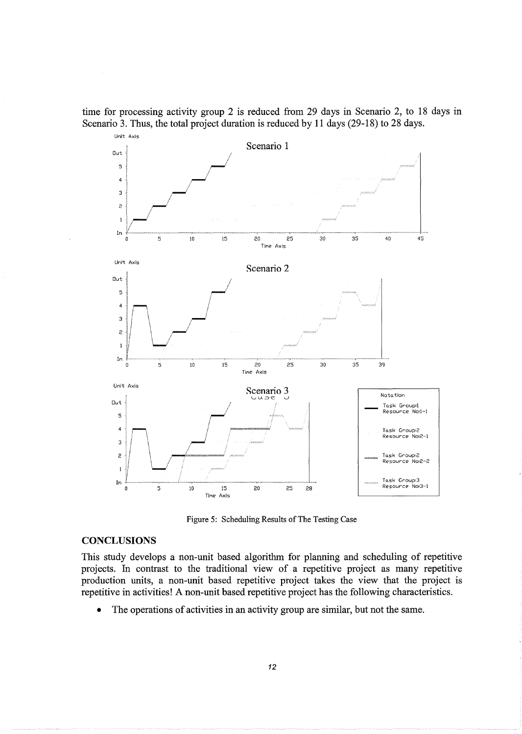time for processing activity group 2 is reduced from 29 days in Scenario 2, to 18 days in Scenario 3. Thus, the total project duration is reduced by 11 days (29-18) to 28 days.

Figure 5: Scheduling Results of The Testing Case

## CONCLUSIONS

This study develops a non-unit based algorithm for planning and scheduling of repetitive projects. In contrast to the traditional view of a repetitive project as many repetitive production units, a non-unit based repetitive project takes the view that the project is repetitive in activities! A non-unit based repetitive project has the following characteristics.

- The operations of activities in an activity group are similar, but not the same.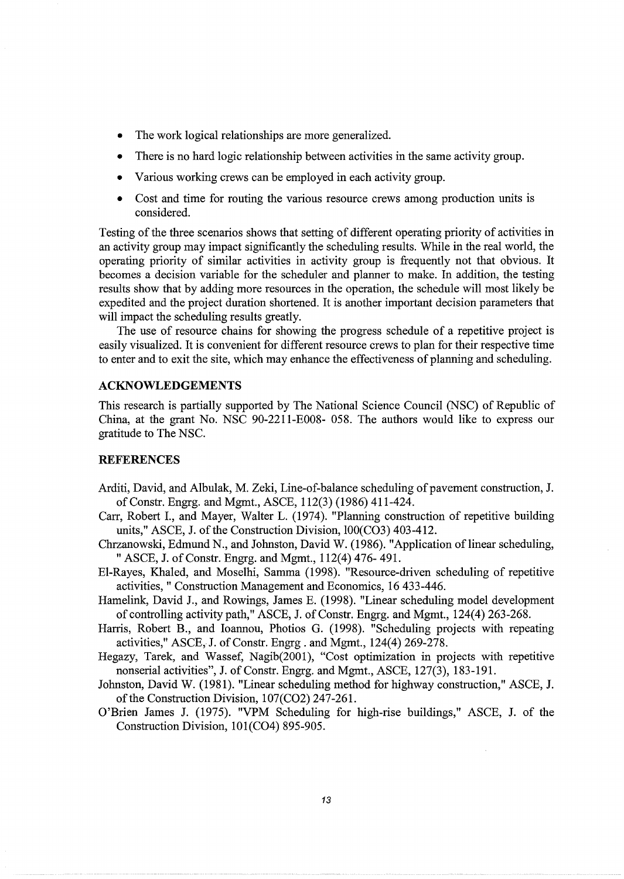- The work logical relationships are more generalized.
- There is no hard logic relationship between activities in the same activity group.
- Various working crews can be employed in each activity group.
- Cost and time for routing the various resource crews among production units is considered.

Testing of the three scenarios shows that setting of different operating priority of activities in an activity group may impact significantly the scheduling results. While in the real world, the operating priority of similar activities in activity group is frequently not that obvious. It becomes a decision variable for the scheduler and planner to make. In addition, the testing results show that by adding more resources in the operation, the schedule will most likely be expedited and the project duration shortened. It is another important decision parameters that will impact the scheduling results greatly.

The use of resource chains for showing the progress schedule of a repetitive project is easily visualized. It is convenient for different resource crews to plan for their respective time to enter and to exit the site, which may enhance the effectiveness of planning and scheduling.

## ACKNOWLEDGEMENTS

This research is partially supported by The National Science Council (NSC) of Republic of China, at the grant No. NSC 90-2211-E008- 058. The authors would like to express our gratitude to The NSC.

## REFERENCES

Arditi, David, and Albulak, M. Zeki, Line-of-balance scheduling of pavement construction, J. of Constr. Engrg. and Mgmt., ASCE, 112(3) (1986) 411-424.

Carr, Robert I., and Mayer, Walter L. (1974). "Planning construction of repetitive building units," ASCE, J. of the Construction Division, 100(CO3) 403-412.

Chrzanowski, Edmund N., and Johnston, David W. (1986). "Application of linear scheduling, " ASCE, J. of Constr. Engrg. and Mgmt., 112(4) 476- 491.

El-Rayes, Khaled, and Moselhi, Samma (1998). "Resource-driven scheduling of repetitive activities, " Construction Management and Economics, 16 433-446.

Hamelink, David J., and Rowings, James E. (1998). "Linear scheduling model development of controlling activity path," ASCE, J. of Constr. Engrg. and Mgmt., 124(4) 263-268.

Harris, Robert B., and Ioannou, Photios G. (1998). "Scheduling projects with repeating activities," ASCE, J. of Constr. Engrg . and Mgmt., 124(4) 269-278.

Hegazy, Tarek, and Wassef, Nagib(2001), "Cost optimization in projects with repetitive nonserial activities", J. of Constr. Engrg. and Mgmt., ASCE, 127(3), 183-191.

Johnston, David W. (1981). "Linear scheduling method for highway construction," ASCE, J. of the Construction Division, 107(CO2) 247-261.

O'Brien James J. (1975). "VPM Scheduling for high-rise buildings," ASCE, J. of the Construction Division, 101(CO4) 895-905.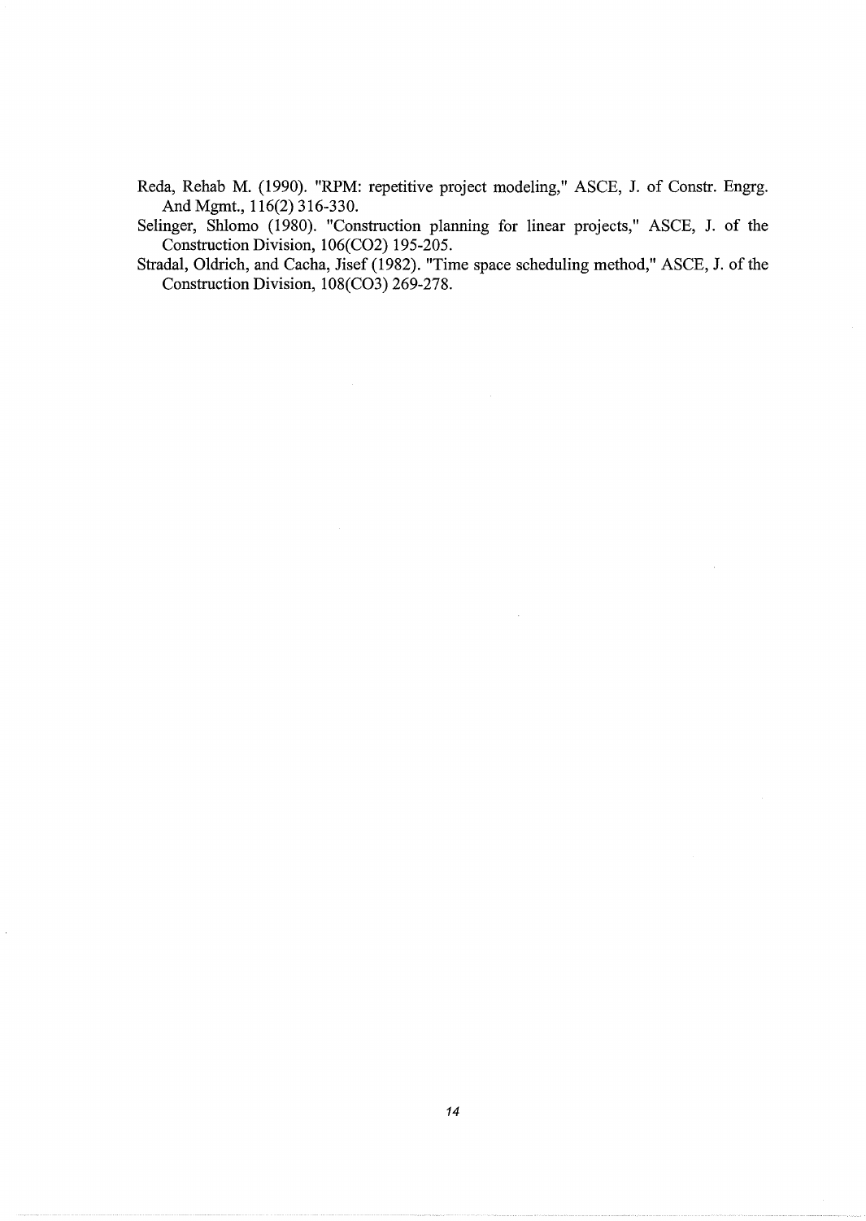Reda, Rehab M. (1990). "RPM: repetitive project modeling," ASCE, J. of Constr. Engrg. And Mgmt., 116(2) 316-330.

Selinger, Shlomo (1980). "Construction planning for linear projects," ASCE, J. of the Construction Division, 106(CO2) 195-205.

Stradal, Oldrich, and Cacha, Jisef (1982). "Time space scheduling method," ASCE, J. of the Construction Division, 108(CO3) 269-278.